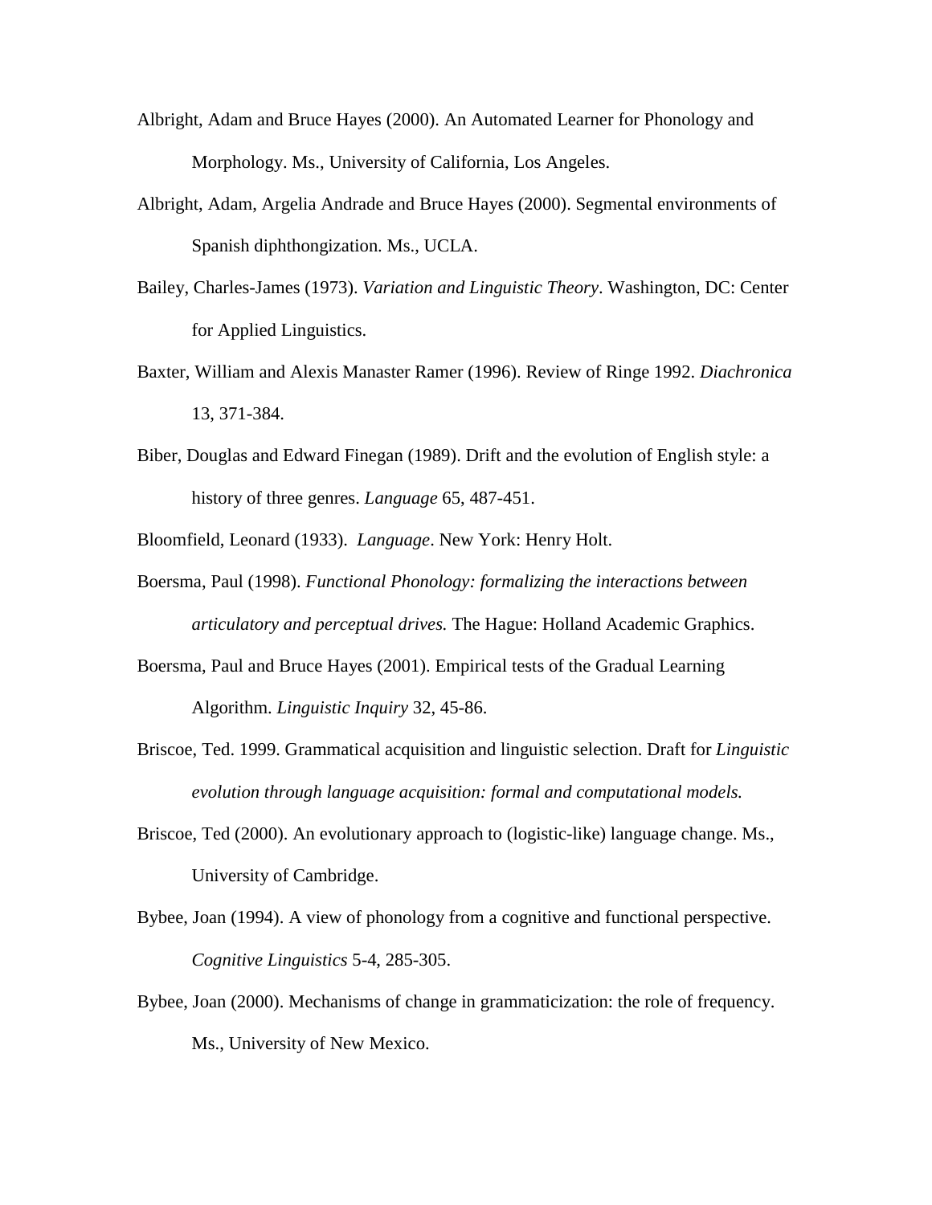Albright, Adam and Bruce Hayes (2000). An Automated Learner for Phonology and Morphology. Ms., University of California, Los Angeles.

Albright, Adam, Argelia Andrade and Bruce Hayes (2000). Segmental environments of Spanish diphthongization. Ms., UCLA.

Bailey, Charles-James (1973). *Variation and Linguistic Theory*. Washington, DC: Center for Applied Linguistics.

Baxter, William and Alexis Manaster Ramer (1996). Review of Ringe 1992. *Diachronica* 13, 371-384.

Biber, Douglas and Edward Finegan (1989). Drift and the evolution of English style: a history of three genres. *Language* 65, 487-451.

Bloomfield, Leonard (1933). *Language*. New York: Henry Holt.

Boersma, Paul (1998). *Functional Phonology: formalizing the interactions between articulatory and perceptual drives.* The Hague: Holland Academic Graphics.

Boersma, Paul and Bruce Hayes (2001). Empirical tests of the Gradual Learning Algorithm. *Linguistic Inquiry* 32, 45-86.

Briscoe, Ted. 1999. Grammatical acquisition and linguistic selection. Draft for *Linguistic evolution through language acquisition: formal and computational models.*

Briscoe, Ted (2000). An evolutionary approach to (logistic-like) language change. Ms., University of Cambridge.

Bybee, Joan (1994). A view of phonology from a cognitive and functional perspective. *Cognitive Linguistics* 5-4, 285-305.

Bybee, Joan (2000). Mechanisms of change in grammaticization: the role of frequency. Ms., University of New Mexico.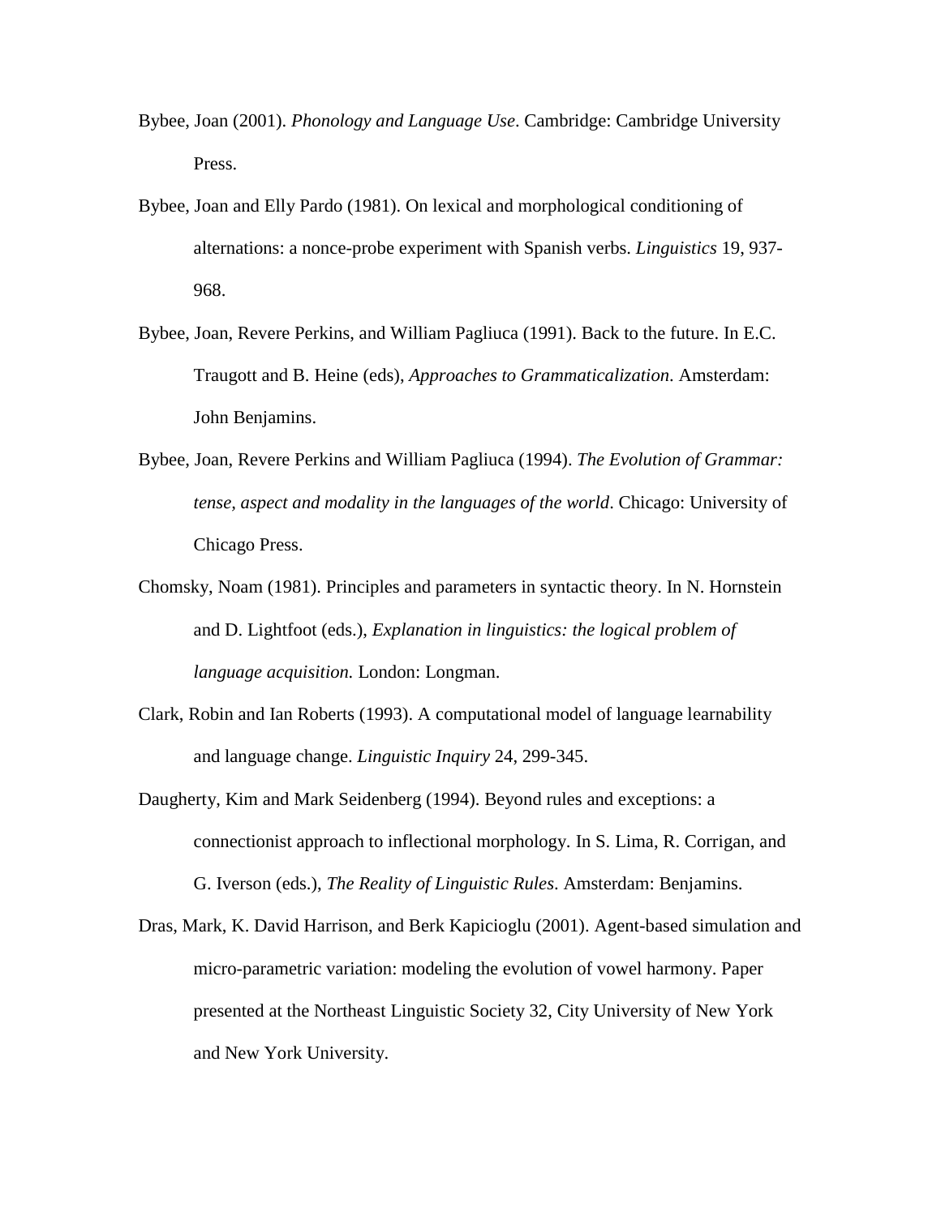Bybee, Joan (2001). *Phonology and Language Use*. Cambridge: Cambridge University Press.

Bybee, Joan and Elly Pardo (1981). On lexical and morphological conditioning of alternations: a nonce-probe experiment with Spanish verbs. *Linguistics* 19, 937-968.

Bybee, Joan, Revere Perkins, and William Pagliuca (1991). Back to the future. In E.C. Traugott and B. Heine (eds), *Approaches to Grammaticalization*. Amsterdam: John Benjamins.

Bybee, Joan, Revere Perkins and William Pagliuca (1994). *The Evolution of Grammar: tense, aspect and modality in the languages of the world*. Chicago: University of Chicago Press.

Chomsky, Noam (1981). Principles and parameters in syntactic theory. In N. Hornstein and D. Lightfoot (eds.), *Explanation in linguistics: the logical problem of language acquisition.* London: Longman.

Clark, Robin and Ian Roberts (1993). A computational model of language learnability and language change. *Linguistic Inquiry* 24, 299-345.

Daugherty, Kim and Mark Seidenberg (1994). Beyond rules and exceptions: a connectionist approach to inflectional morphology. In S. Lima, R. Corrigan, and G. Iverson (eds.), *The Reality of Linguistic Rules*. Amsterdam: Benjamins.

Dras, Mark, K. David Harrison, and Berk Kapicioglu (2001). Agent-based simulation and micro-parametric variation: modeling the evolution of vowel harmony. Paper presented at the Northeast Linguistic Society 32, City University of New York and New York University.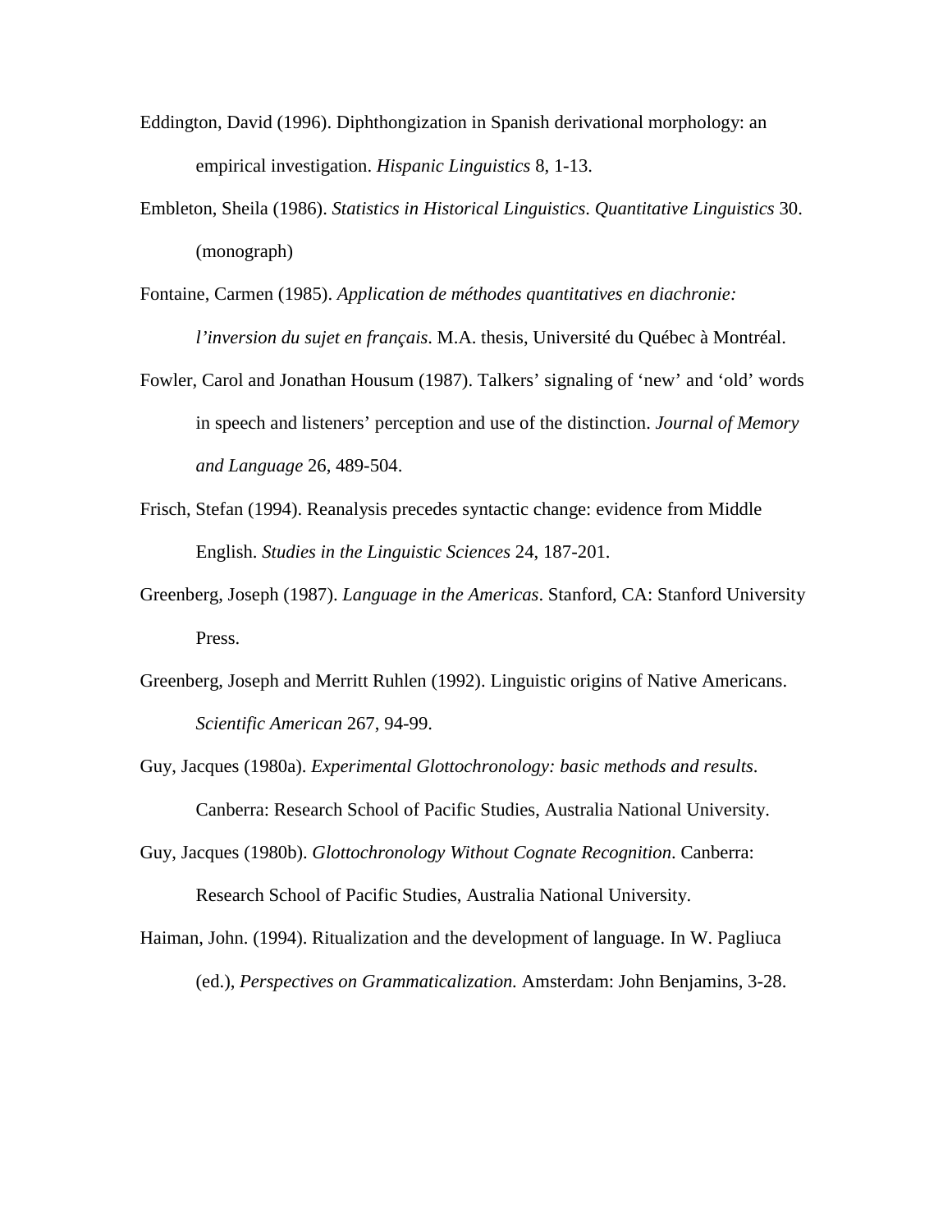Eddington, David (1996). Diphthongization in Spanish derivational morphology: an empirical investigation. *Hispanic Linguistics* 8, 1-13.

Embleton, Sheila (1986). *Statistics in Historical Linguistics*. *Quantitative Linguistics* 30. (monograph)

Fontaine, Carmen (1985). *Application de méthodes quantitatives en diachronie: l'inversion du sujet en français*. M.A. thesis, Université du Québec à Montréal.

Fowler, Carol and Jonathan Housum (1987). Talkers' signaling of 'new' and 'old' words in speech and listeners' perception and use of the distinction. *Journal of Memory and Language* 26, 489-504.

Frisch, Stefan (1994). Reanalysis precedes syntactic change: evidence from Middle English. *Studies in the Linguistic Sciences* 24, 187-201.

Greenberg, Joseph (1987). *Language in the Americas*. Stanford, CA: Stanford University Press.

Greenberg, Joseph and Merritt Ruhlen (1992). Linguistic origins of Native Americans. *Scientific American* 267, 94-99.

Guy, Jacques (1980a). *Experimental Glottochronology: basic methods and results*. Canberra: Research School of Pacific Studies, Australia National University.

Guy, Jacques (1980b). *Glottochronology Without Cognate Recognition*. Canberra: Research School of Pacific Studies, Australia National University.

Haiman, John. (1994). Ritualization and the development of language. In W. Pagliuca (ed.), *Perspectives on Grammaticalization.* Amsterdam: John Benjamins, 3-28.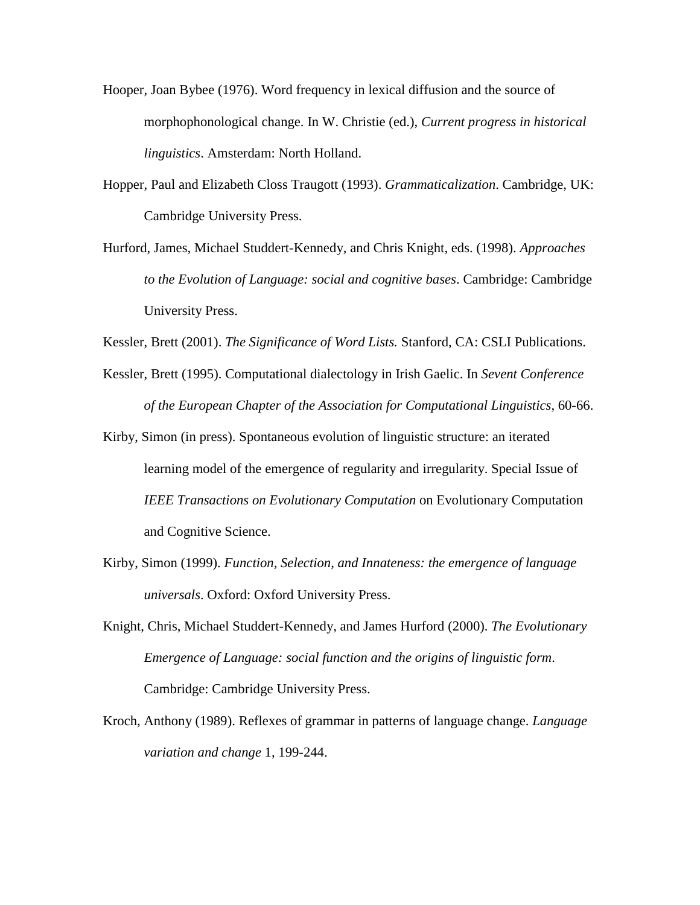Hooper, Joan Bybee (1976). Word frequency in lexical diffusion and the source of morphophonological change. In W. Christie (ed.), *Current progress in historical linguistics*. Amsterdam: North Holland.

Hopper, Paul and Elizabeth Closs Traugott (1993). *Grammaticalization*. Cambridge, UK: Cambridge University Press.

Hurford, James, Michael Studdert-Kennedy, and Chris Knight, eds. (1998). *Approaches to the Evolution of Language: social and cognitive bases*. Cambridge: Cambridge University Press.

Kessler, Brett (2001). *The Significance of Word Lists.* Stanford, CA: CSLI Publications.

Kessler, Brett (1995). Computational dialectology in Irish Gaelic. In *Sevent Conference of the European Chapter of the Association for Computational Linguistics*, 60-66.

Kirby, Simon (in press). Spontaneous evolution of linguistic structure: an iterated learning model of the emergence of regularity and irregularity. Special Issue of *IEEE Transactions on Evolutionary Computation* on Evolutionary Computation and Cognitive Science.

Kirby, Simon (1999). *Function, Selection, and Innateness: the emergence of language universals*. Oxford: Oxford University Press.

Knight, Chris, Michael Studdert-Kennedy, and James Hurford (2000). *The Evolutionary Emergence of Language: social function and the origins of linguistic form*. Cambridge: Cambridge University Press.

Kroch, Anthony (1989). Reflexes of grammar in patterns of language change. *Language variation and change* 1, 199-244.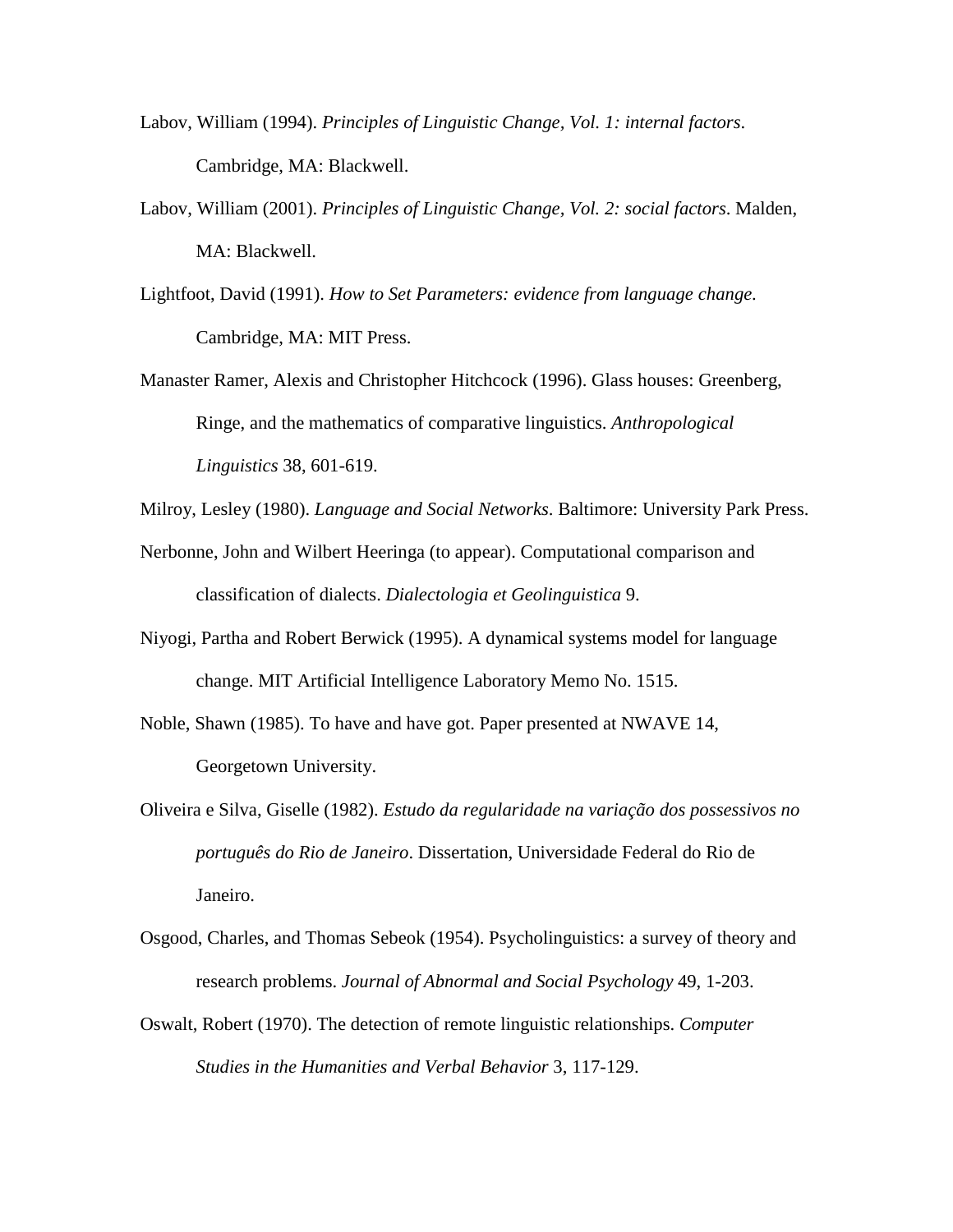Labov, William (1994). *Principles of Linguistic Change, Vol. 1: internal factors*. Cambridge, MA: Blackwell.

Labov, William (2001). *Principles of Linguistic Change, Vol. 2: social factors*. Malden, MA: Blackwell.

Lightfoot, David (1991). *How to Set Parameters: evidence from language change*. Cambridge, MA: MIT Press.

Manaster Ramer, Alexis and Christopher Hitchcock (1996). Glass houses: Greenberg, Ringe, and the mathematics of comparative linguistics. *Anthropological Linguistics* 38, 601-619.

Milroy, Lesley (1980). *Language and Social Networks*. Baltimore: University Park Press.

Nerbonne, John and Wilbert Heeringa (to appear). Computational comparison and classification of dialects. *Dialectologia et Geolinguistica* 9.

Niyogi, Partha and Robert Berwick (1995). A dynamical systems model for language change. MIT Artificial Intelligence Laboratory Memo No. 1515.

Noble, Shawn (1985). To have and have got. Paper presented at NWAVE 14, Georgetown University.

Oliveira e Silva, Giselle (1982). *Estudo da regularidade na variação dos possessivos no português do Rio de Janeiro*. Dissertation, Universidade Federal do Rio de Janeiro.

Osgood, Charles, and Thomas Sebeok (1954). Psycholinguistics: a survey of theory and research problems. *Journal of Abnormal and Social Psychology* 49, 1-203.

Oswalt, Robert (1970). The detection of remote linguistic relationships. *Computer Studies in the Humanities and Verbal Behavior* 3, 117-129.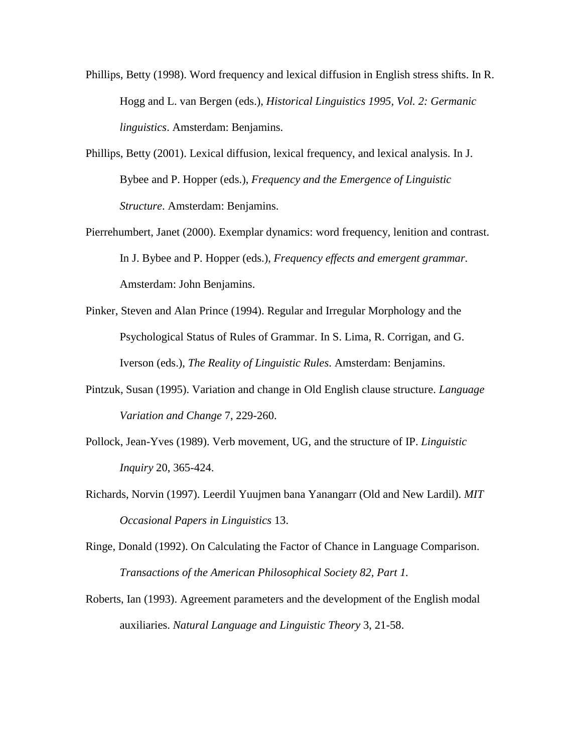Phillips, Betty (1998). Word frequency and lexical diffusion in English stress shifts. In R. Hogg and L. van Bergen (eds.), *Historical Linguistics 1995, Vol. 2: Germanic linguistics*. Amsterdam: Benjamins.

Phillips, Betty (2001). Lexical diffusion, lexical frequency, and lexical analysis. In J. Bybee and P. Hopper (eds.), *Frequency and the Emergence of Linguistic Structure*. Amsterdam: Benjamins.

Pierrehumbert, Janet (2000). Exemplar dynamics: word frequency, lenition and contrast. In J. Bybee and P. Hopper (eds.), *Frequency effects and emergent grammar.* Amsterdam: John Benjamins.

Pinker, Steven and Alan Prince (1994). Regular and Irregular Morphology and the Psychological Status of Rules of Grammar. In S. Lima, R. Corrigan, and G. Iverson (eds.), *The Reality of Linguistic Rules*. Amsterdam: Benjamins.

Pintzuk, Susan (1995). Variation and change in Old English clause structure. *Language Variation and Change* 7, 229-260.

Pollock, Jean-Yves (1989). Verb movement, UG, and the structure of IP. *Linguistic Inquiry* 20, 365-424.

Richards, Norvin (1997). Leerdil Yuujmen bana Yanangarr (Old and New Lardil). *MIT Occasional Papers in Linguistics* 13.

Ringe, Donald (1992). On Calculating the Factor of Chance in Language Comparison. *Transactions of the American Philosophical Society 82, Part 1.*

Roberts, Ian (1993). Agreement parameters and the development of the English modal auxiliaries. *Natural Language and Linguistic Theory* 3, 21-58.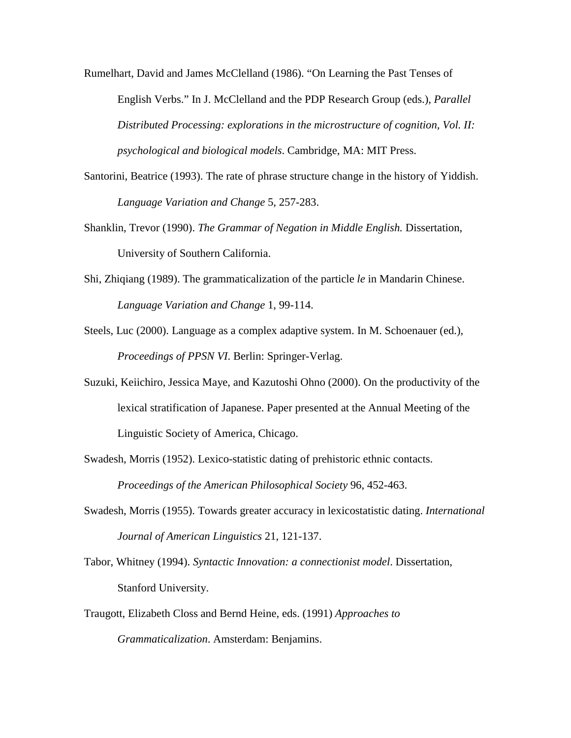Rumelhart, David and James McClelland (1986). “On Learning the Past Tenses of English Verbs.” In J. McClelland and the PDP Research Group (eds.), *Parallel Distributed Processing: explorations in the microstructure of cognition, Vol. II: psychological and biological models*. Cambridge, MA: MIT Press.

Santorini, Beatrice (1993). The rate of phrase structure change in the history of Yiddish. *Language Variation and Change* 5, 257-283.

Shanklin, Trevor (1990). *The Grammar of Negation in Middle English.* Dissertation, University of Southern California.

Shi, Zhiqiang (1989). The grammaticalization of the particle *le* in Mandarin Chinese. *Language Variation and Change* 1, 99-114.

Steels, Luc (2000). Language as a complex adaptive system. In M. Schoenauer (ed.), *Proceedings of PPSN VI*. Berlin: Springer-Verlag.

Suzuki, Keiichiro, Jessica Maye, and Kazutoshi Ohno (2000). On the productivity of the lexical stratification of Japanese. Paper presented at the Annual Meeting of the Linguistic Society of America, Chicago.

Swadesh, Morris (1952). Lexico-statistic dating of prehistoric ethnic contacts. *Proceedings of the American Philosophical Society* 96, 452-463.

Swadesh, Morris (1955). Towards greater accuracy in lexicostatistic dating. *International Journal of American Linguistics* 21, 121-137.

Tabor, Whitney (1994). *Syntactic Innovation: a connectionist model*. Dissertation, Stanford University.

Traugott, Elizabeth Closs and Bernd Heine, eds. (1991) *Approaches to Grammaticalization*. Amsterdam: Benjamins.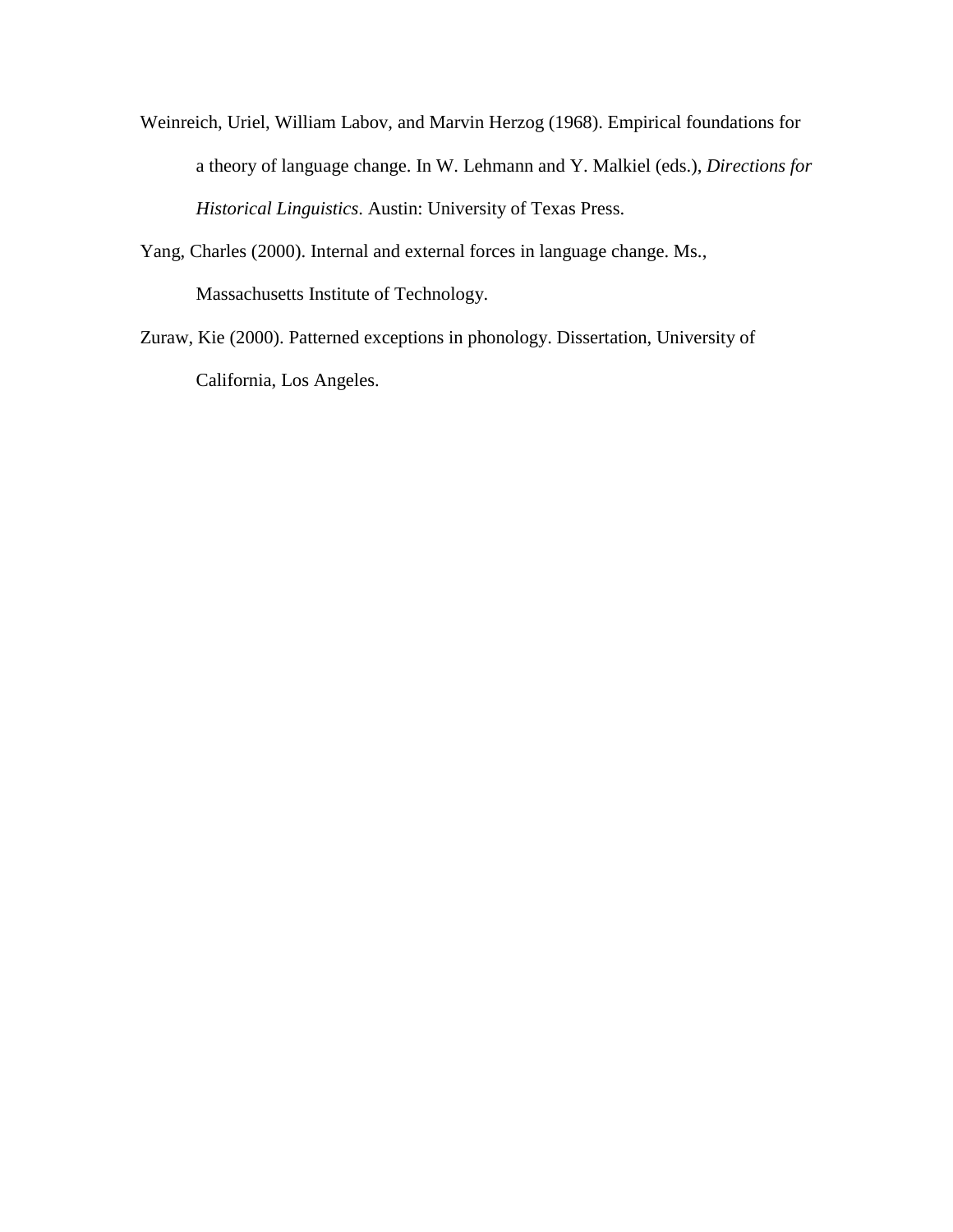Weinreich, Uriel, William Labov, and Marvin Herzog (1968). Empirical foundations for a theory of language change. In W. Lehmann and Y. Malkiel (eds.), *Directions for Historical Linguistics*. Austin: University of Texas Press.

Yang, Charles (2000). Internal and external forces in language change. Ms., Massachusetts Institute of Technology.

Zuraw, Kie (2000). Patterned exceptions in phonology. Dissertation, University of California, Los Angeles.